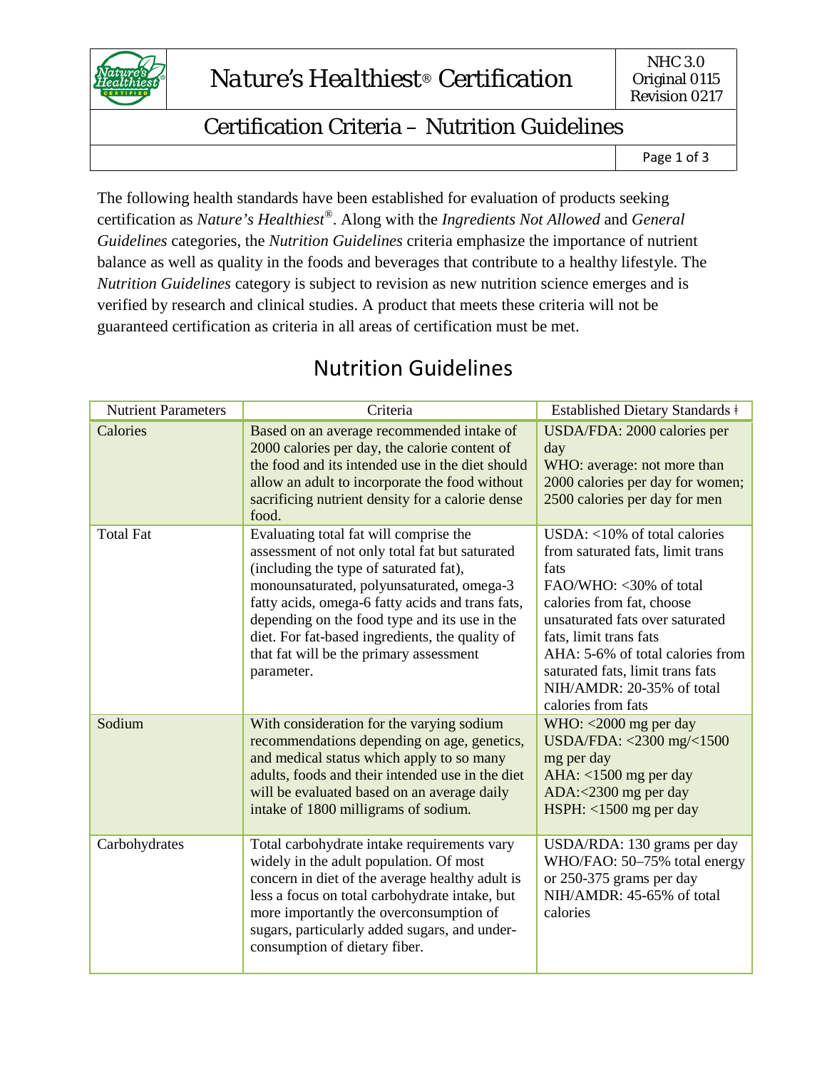# Nature's Healthiest® Certification

NHC 3.0
Original 0115
Revision 0217

## Certification Criteria – Nutrition Guidelines

The following health standards have been established for evaluation of products seeking certification as *Nature's Healthiest®*. Along with the *Ingredients Not Allowed* and *General Guidelines* categories, the *Nutrition Guidelines* criteria emphasize the importance of nutrient balance as well as quality in the foods and beverages that contribute to a healthy lifestyle. The *Nutrition Guidelines* category is subject to revision as new nutrition science emerges and is verified by research and clinical studies. A product that meets these criteria will not be guaranteed certification as criteria in all areas of certification must be met.

## Nutrition Guidelines

| Nutrient Parameters | Criteria | Established Dietary Standards ǂ |
|---|---|---|
| Calories | Based on an average recommended intake of 2000 calories per day, the calorie content of the food and its intended use in the diet should allow an adult to incorporate the food without sacrificing nutrient density for a calorie dense food. | USDA/FDA: 2000 calories per day<br>WHO: average: not more than 2000 calories per day for women; 2500 calories per day for men |
| Total Fat | Evaluating total fat will comprise the assessment of not only total fat but saturated (including the type of saturated fat), monounsaturated, polyunsaturated, omega-3 fatty acids, omega-6 fatty acids and trans fats, depending on the food type and its use in the diet. For fat-based ingredients, the quality of that fat will be the primary assessment parameter. | USDA: <10% of total calories from saturated fats, limit trans fats<br>FAO/WHO: <30% of total calories from fat, choose unsaturated fats over saturated fats, limit trans fats<br>AHA: 5-6% of total calories from saturated fats, limit trans fats<br>NIH/AMDR: 20-35% of total calories from fats |
| Sodium | With consideration for the varying sodium recommendations depending on age, genetics, and medical status which apply to so many adults, foods and their intended use in the diet will be evaluated based on an average daily intake of 1800 milligrams of sodium. | WHO: <2000 mg per day<br>USDA/FDA: <2300 mg/<1500 mg per day<br>AHA: <1500 mg per day<br>ADA:<2300 mg per day<br>HSPH: <1500 mg per day |
| Carbohydrates | Total carbohydrate intake requirements vary widely in the adult population. Of most concern in diet of the average healthy adult is less a focus on total carbohydrate intake, but more importantly the overconsumption of sugars, particularly added sugars, and under-consumption of dietary fiber. | USDA/RDA: 130 grams per day<br>WHO/FAO: 50–75% total energy or 250-375 grams per day<br>NIH/AMDR: 45-65% of total calories |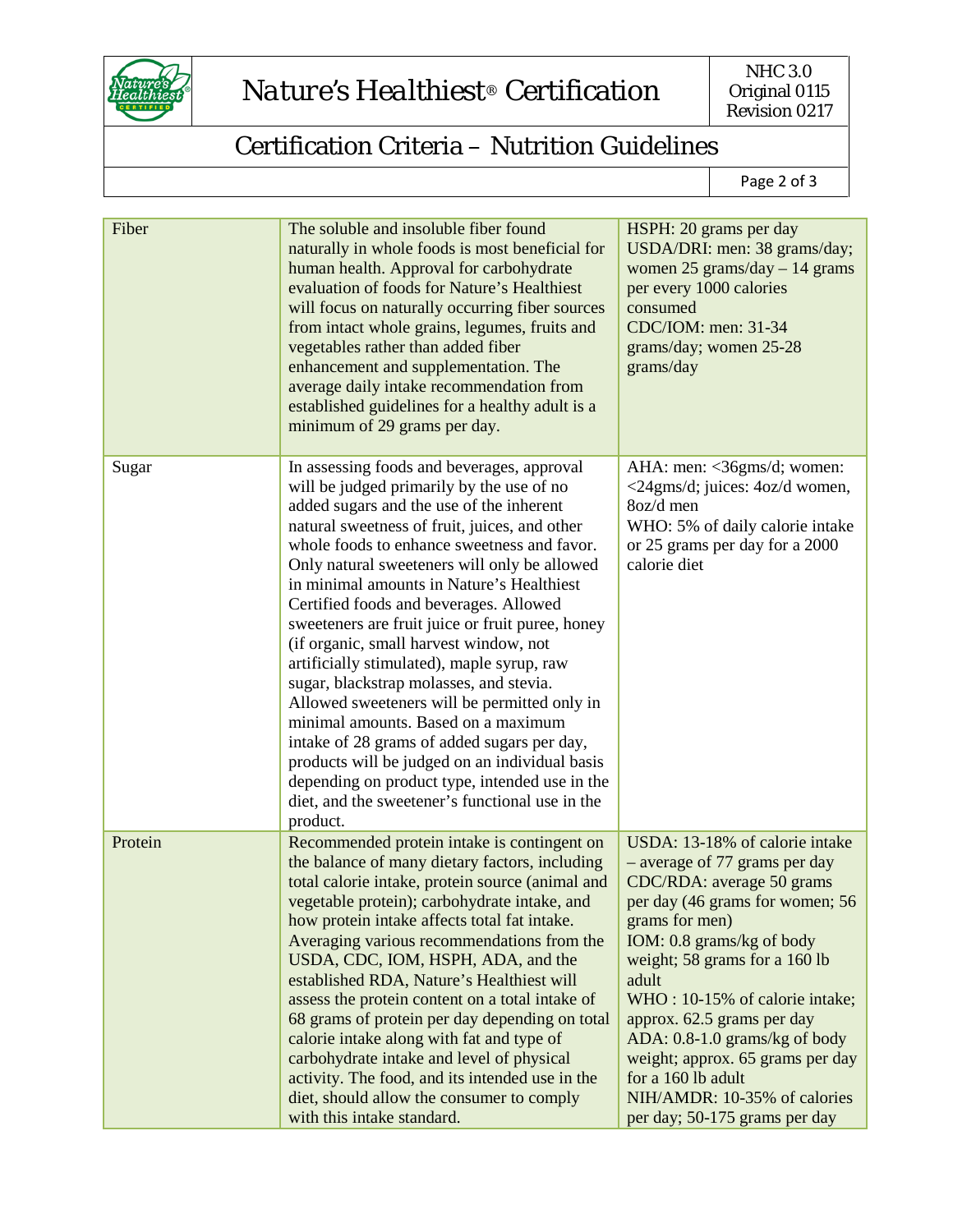| Fiber | The soluble and insoluble fiber found naturally in whole foods is most beneficial for human health. Approval for carbohydrate evaluation of foods for Nature's Healthiest will focus on naturally occurring fiber sources from intact whole grains, legumes, fruits and vegetables rather than added fiber enhancement and supplementation. The average daily intake recommendation from established guidelines for a healthy adult is a minimum of 29 grams per day. | HSPH: 20 grams per day<br>USDA/DRI: men: 38 grams/day; women 25 grams/day – 14 grams per every 1000 calories consumed<br>CDC/IOM: men: 31-34 grams/day; women 25-28 grams/day |
|---|---|---|
| Sugar | In assessing foods and beverages, approval will be judged primarily by the use of no added sugars and the use of the inherent natural sweetness of fruit, juices, and other whole foods to enhance sweetness and favor. Only natural sweeteners will only be allowed in minimal amounts in Nature's Healthiest Certified foods and beverages. Allowed sweeteners are fruit juice or fruit puree, honey (if organic, small harvest window, not artificially stimulated), maple syrup, raw sugar, blackstrap molasses, and stevia. Allowed sweeteners will be permitted only in minimal amounts. Based on a maximum intake of 28 grams of added sugars per day, products will be judged on an individual basis depending on product type, intended use in the diet, and the sweetener's functional use in the product. | AHA: men: <36gms/d; women: <24gms/d; juices: 4oz/d women, 8oz/d men<br>WHO: 5% of daily calorie intake or 25 grams per day for a 2000 calorie diet |
| Protein | Recommended protein intake is contingent on the balance of many dietary factors, including total calorie intake, protein source (animal and vegetable protein); carbohydrate intake, and how protein intake affects total fat intake. Averaging various recommendations from the USDA, CDC, IOM, HSPH, ADA, and the established RDA, Nature's Healthiest will assess the protein content on a total intake of 68 grams of protein per day depending on total calorie intake along with fat and type of carbohydrate intake and level of physical activity. The food, and its intended use in the diet, should allow the consumer to comply with this intake standard. | USDA: 13-18% of calorie intake – average of 77 grams per day<br>CDC/RDA: average 50 grams per day (46 grams for women; 56 grams for men)<br>IOM: 0.8 grams/kg of body weight; 58 grams for a 160 lb adult<br>WHO : 10-15% of calorie intake; approx. 62.5 grams per day<br>ADA: 0.8-1.0 grams/kg of body weight; approx. 65 grams per day for a 160 lb adult<br>NIH/AMDR: 10-35% of calories per day; 50-175 grams per day |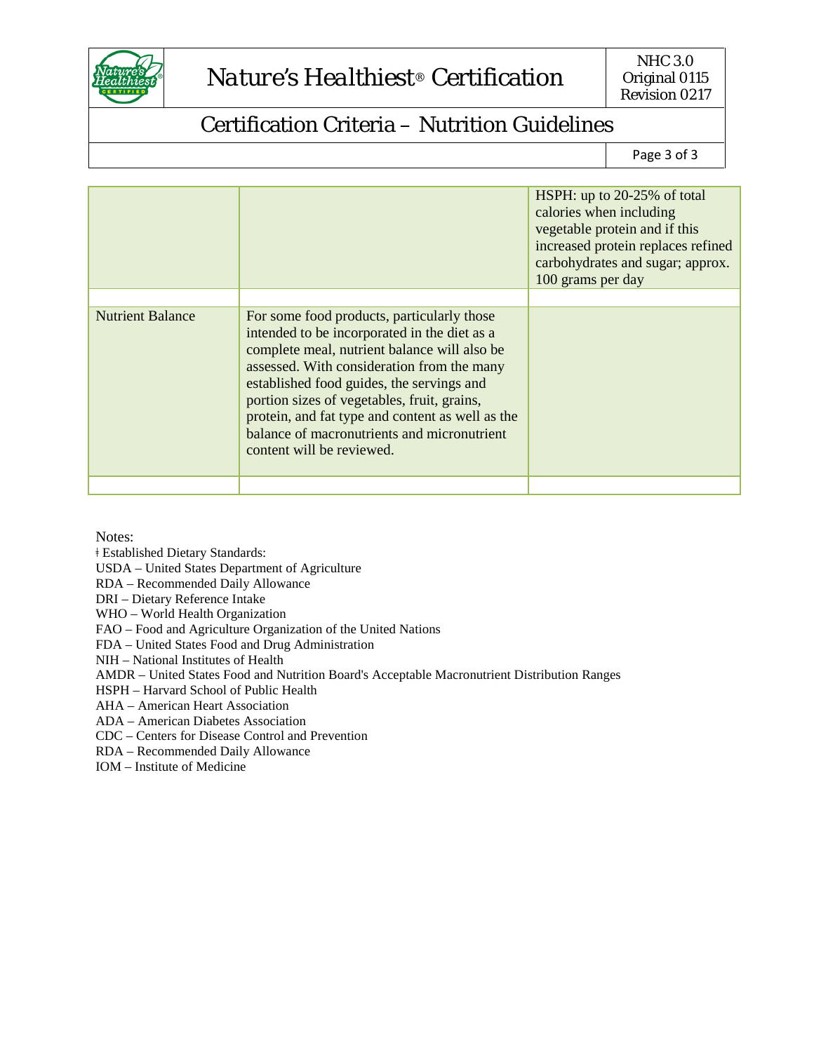| | | |
|---|---|---|
| | | HSPH: up to 20-25% of total calories when including vegetable protein and if this increased protein replaces refined carbohydrates and sugar; approx. 100 grams per day |
| | | |
| Nutrient Balance | For some food products, particularly those intended to be incorporated in the diet as a complete meal, nutrient balance will also be assessed. With consideration from the many established food guides, the servings and portion sizes of vegetables, fruit, grains, protein, and fat type and content as well as the balance of macronutrients and micronutrient content will be reviewed. | |
| | | |

Notes:

ǂ Established Dietary Standards:
USDA – United States Department of Agriculture
RDA – Recommended Daily Allowance
DRI – Dietary Reference Intake
WHO – World Health Organization
FAO – Food and Agriculture Organization of the United Nations
FDA – United States Food and Drug Administration
NIH – National Institutes of Health
AMDR – United States Food and Nutrition Board's Acceptable Macronutrient Distribution Ranges
HSPH – Harvard School of Public Health
AHA – American Heart Association
ADA – American Diabetes Association
CDC – Centers for Disease Control and Prevention
RDA – Recommended Daily Allowance
IOM – Institute of Medicine